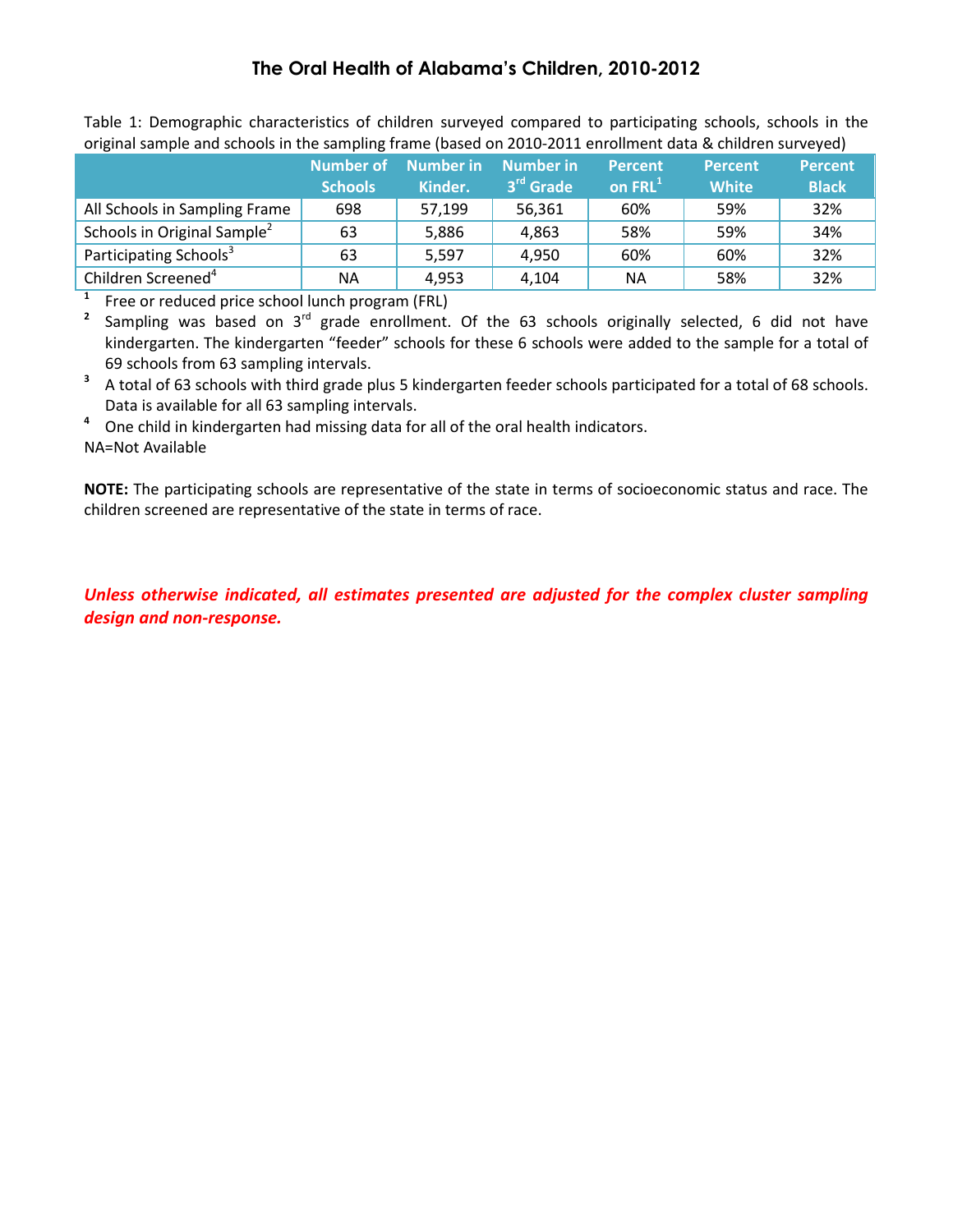# The Oral Health of Alabama's Children, 2010-2012

Table 1: Demographic characteristics of children surveyed compared to participating schools, schools in the original sample and schools in the sampling frame (based on 2010-2011 enrollment data & children surveyed)

| | Number of Schools | Number in Kinder. | Number in 3rd Grade | Percent on FRL[1] | Percent White | Percent Black |
|---|---|---|---|---|---|---|
| All Schools in Sampling Frame | 698 | 57,199 | 56,361 | 60% | 59% | 32% |
| Schools in Original Sample[2] | 63 | 5,886 | 4,863 | 58% | 59% | 34% |
| Participating Schools[3] | 63 | 5,597 | 4,950 | 60% | 60% | 32% |
| Children Screened[4] | NA | 4,953 | 4,104 | NA | 58% | 32% |

[1] Free or reduced price school lunch program (FRL)

[2] Sampling was based on 3rd grade enrollment. Of the 63 schools originally selected, 6 did not have kindergarten. The kindergarten "feeder" schools for these 6 schools were added to the sample for a total of 69 schools from 63 sampling intervals.

[3] A total of 63 schools with third grade plus 5 kindergarten feeder schools participated for a total of 68 schools. Data is available for all 63 sampling intervals.

[4] One child in kindergarten had missing data for all of the oral health indicators.

NA=Not Available

**NOTE:** The participating schools are representative of the state in terms of socioeconomic status and race. The children screened are representative of the state in terms of race.

***Unless otherwise indicated, all estimates presented are adjusted for the complex cluster sampling design and non-response.***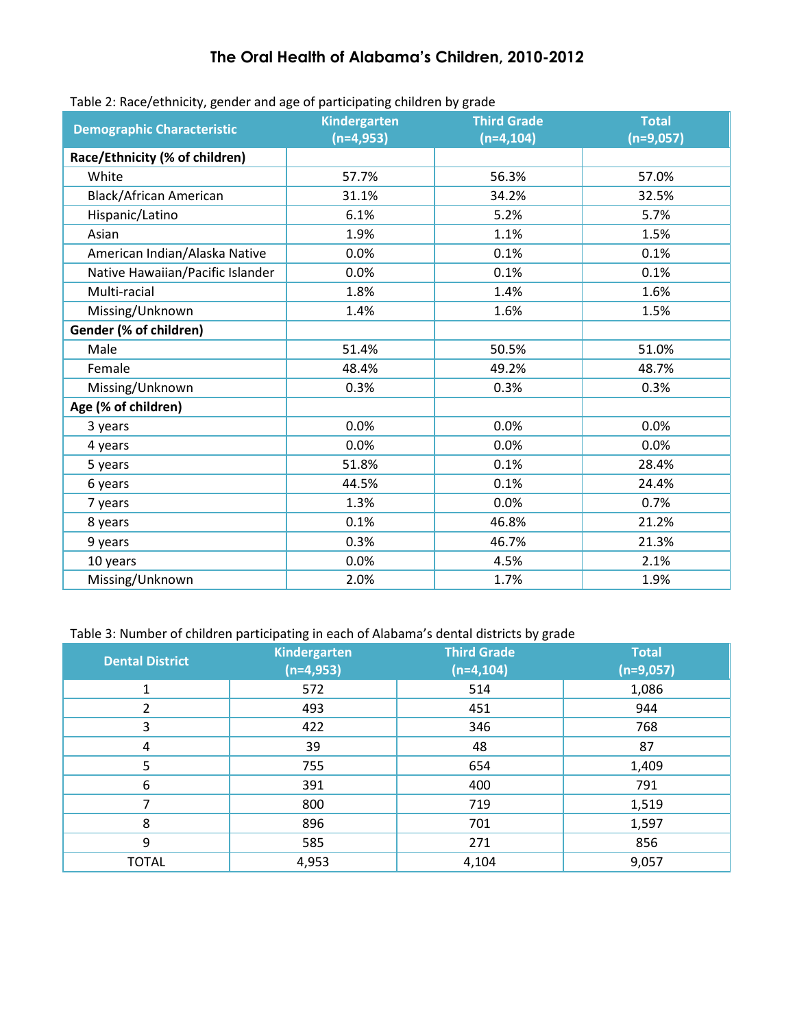# The Oral Health of Alabama's Children, 2010-2012

Table 2: Race/ethnicity, gender and age of participating children by grade

| Demographic Characteristic | Kindergarten (n=4,953) | Third Grade (n=4,104) | Total (n=9,057) |
|---|---|---|---|
| **Race/Ethnicity (% of children)** | | | |
| White | 57.7% | 56.3% | 57.0% |
| Black/African American | 31.1% | 34.2% | 32.5% |
| Hispanic/Latino | 6.1% | 5.2% | 5.7% |
| Asian | 1.9% | 1.1% | 1.5% |
| American Indian/Alaska Native | 0.0% | 0.1% | 0.1% |
| Native Hawaiian/Pacific Islander | 0.0% | 0.1% | 0.1% |
| Multi-racial | 1.8% | 1.4% | 1.6% |
| Missing/Unknown | 1.4% | 1.6% | 1.5% |
| **Gender (% of children)** | | | |
| Male | 51.4% | 50.5% | 51.0% |
| Female | 48.4% | 49.2% | 48.7% |
| Missing/Unknown | 0.3% | 0.3% | 0.3% |
| **Age (% of children)** | | | |
| 3 years | 0.0% | 0.0% | 0.0% |
| 4 years | 0.0% | 0.0% | 0.0% |
| 5 years | 51.8% | 0.1% | 28.4% |
| 6 years | 44.5% | 0.1% | 24.4% |
| 7 years | 1.3% | 0.0% | 0.7% |
| 8 years | 0.1% | 46.8% | 21.2% |
| 9 years | 0.3% | 46.7% | 21.3% |
| 10 years | 0.0% | 4.5% | 2.1% |
| Missing/Unknown | 2.0% | 1.7% | 1.9% |

Table 3: Number of children participating in each of Alabama's dental districts by grade

| Dental District | Kindergarten (n=4,953) | Third Grade (n=4,104) | Total (n=9,057) |
|---|---|---|---|
| 1 | 572 | 514 | 1,086 |
| 2 | 493 | 451 | 944 |
| 3 | 422 | 346 | 768 |
| 4 | 39 | 48 | 87 |
| 5 | 755 | 654 | 1,409 |
| 6 | 391 | 400 | 791 |
| 7 | 800 | 719 | 1,519 |
| 8 | 896 | 701 | 1,597 |
| 9 | 585 | 271 | 856 |
| TOTAL | 4,953 | 4,104 | 9,057 |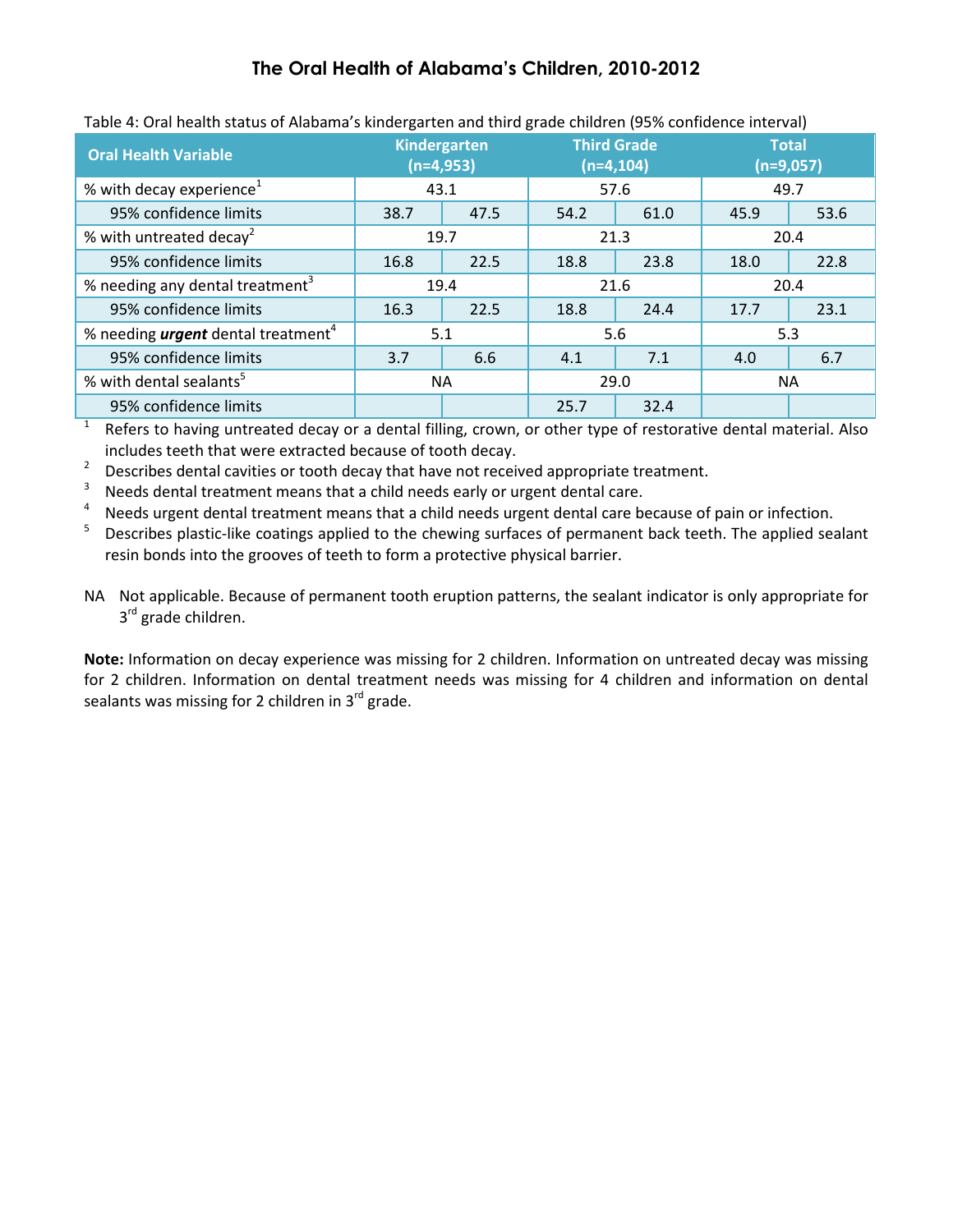## The Oral Health of Alabama's Children, 2010-2012

Table 4: Oral health status of Alabama's kindergarten and third grade children (95% confidence interval)

| Oral Health Variable | Kindergarten (n=4,953) | | Third Grade (n=4,104) | | Total (n=9,057) | |
|---|---|---|---|---|---|---|
| % with decay experience[1] | 43.1 | | 57.6 | | 49.7 | |
| 95% confidence limits | 38.7 | 47.5 | 54.2 | 61.0 | 45.9 | 53.6 |
| % with untreated decay[2] | 19.7 | | 21.3 | | 20.4 | |
| 95% confidence limits | 16.8 | 22.5 | 18.8 | 23.8 | 18.0 | 22.8 |
| % needing any dental treatment[3] | 19.4 | | 21.6 | | 20.4 | |
| 95% confidence limits | 16.3 | 22.5 | 18.8 | 24.4 | 17.7 | 23.1 |
| % needing ***urgent*** dental treatment[4] | 5.1 | | 5.6 | | 5.3 | |
| 95% confidence limits | 3.7 | 6.6 | 4.1 | 7.1 | 4.0 | 6.7 |
| % with dental sealants[5] | NA | | 29.0 | | NA | |
| 95% confidence limits | | | 25.7 | 32.4 | | |

[1] Refers to having untreated decay or a dental filling, crown, or other type of restorative dental material. Also includes teeth that were extracted because of tooth decay.

[2] Describes dental cavities or tooth decay that have not received appropriate treatment.

[3] Needs dental treatment means that a child needs early or urgent dental care.

[4] Needs urgent dental treatment means that a child needs urgent dental care because of pain or infection.

[5] Describes plastic-like coatings applied to the chewing surfaces of permanent back teeth. The applied sealant resin bonds into the grooves of teeth to form a protective physical barrier.

NA Not applicable. Because of permanent tooth eruption patterns, the sealant indicator is only appropriate for 3rd grade children.

**Note:** Information on decay experience was missing for 2 children. Information on untreated decay was missing for 2 children. Information on dental treatment needs was missing for 4 children and information on dental sealants was missing for 2 children in 3rd grade.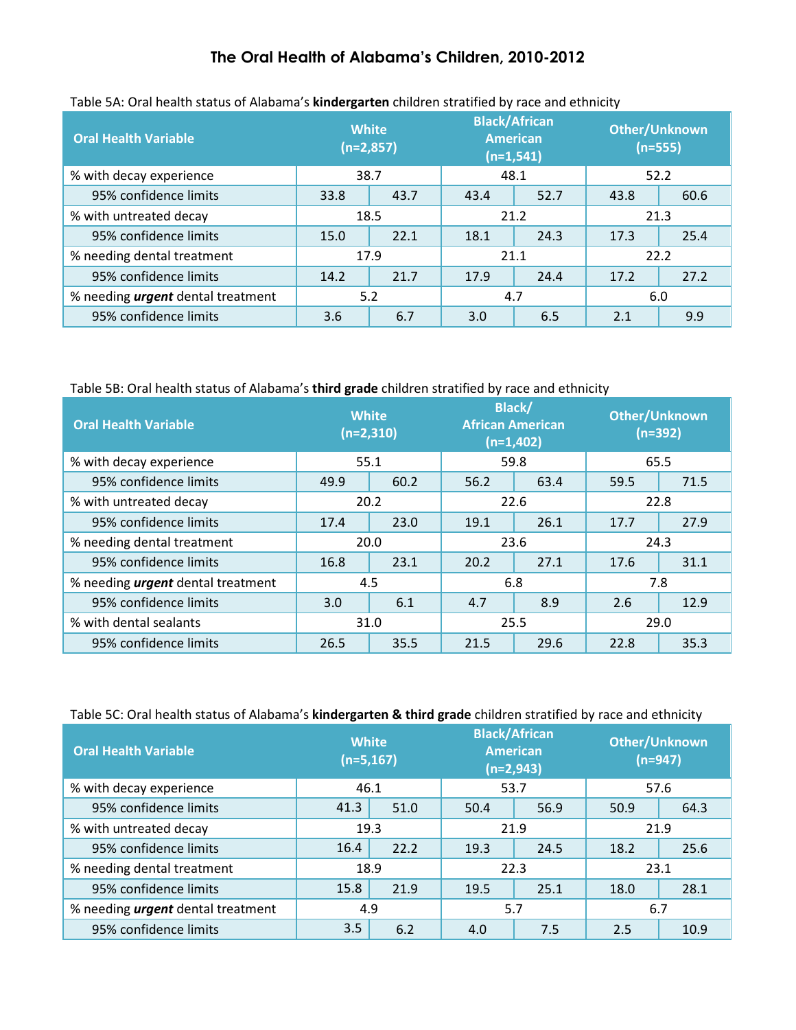# The Oral Health of Alabama's Children, 2010-2012

Table 5A: Oral health status of Alabama's **kindergarten** children stratified by race and ethnicity

| Oral Health Variable | White (n=2,857) | | Black/African American (n=1,541) | | Other/Unknown (n=555) | |
|---|---|---|---|---|---|---|
| % with decay experience | 38.7 | | 48.1 | | 52.2 | |
| 95% confidence limits | 33.8 | 43.7 | 43.4 | 52.7 | 43.8 | 60.6 |
| % with untreated decay | 18.5 | | 21.2 | | 21.3 | |
| 95% confidence limits | 15.0 | 22.1 | 18.1 | 24.3 | 17.3 | 25.4 |
| % needing dental treatment | 17.9 | | 21.1 | | 22.2 | |
| 95% confidence limits | 14.2 | 21.7 | 17.9 | 24.4 | 17.2 | 27.2 |
| % needing ***urgent*** dental treatment | 5.2 | | 4.7 | | 6.0 | |
| 95% confidence limits | 3.6 | 6.7 | 3.0 | 6.5 | 2.1 | 9.9 |

Table 5B: Oral health status of Alabama's **third grade** children stratified by race and ethnicity

| Oral Health Variable | White (n=2,310) | | Black/ African American (n=1,402) | | Other/Unknown (n=392) | |
|---|---|---|---|---|---|---|
| % with decay experience | 55.1 | | 59.8 | | 65.5 | |
| 95% confidence limits | 49.9 | 60.2 | 56.2 | 63.4 | 59.5 | 71.5 |
| % with untreated decay | 20.2 | | 22.6 | | 22.8 | |
| 95% confidence limits | 17.4 | 23.0 | 19.1 | 26.1 | 17.7 | 27.9 |
| % needing dental treatment | 20.0 | | 23.6 | | 24.3 | |
| 95% confidence limits | 16.8 | 23.1 | 20.2 | 27.1 | 17.6 | 31.1 |
| % needing ***urgent*** dental treatment | 4.5 | | 6.8 | | 7.8 | |
| 95% confidence limits | 3.0 | 6.1 | 4.7 | 8.9 | 2.6 | 12.9 |
| % with dental sealants | 31.0 | | 25.5 | | 29.0 | |
| 95% confidence limits | 26.5 | 35.5 | 21.5 | 29.6 | 22.8 | 35.3 |

Table 5C: Oral health status of Alabama's **kindergarten & third grade** children stratified by race and ethnicity

| Oral Health Variable | White (n=5,167) | | Black/African American (n=2,943) | | Other/Unknown (n=947) | |
|---|---|---|---|---|---|---|
| % with decay experience | 46.1 | | 53.7 | | 57.6 | |
| 95% confidence limits | 41.3 | 51.0 | 50.4 | 56.9 | 50.9 | 64.3 |
| % with untreated decay | 19.3 | | 21.9 | | 21.9 | |
| 95% confidence limits | 16.4 | 22.2 | 19.3 | 24.5 | 18.2 | 25.6 |
| % needing dental treatment | 18.9 | | 22.3 | | 23.1 | |
| 95% confidence limits | 15.8 | 21.9 | 19.5 | 25.1 | 18.0 | 28.1 |
| % needing ***urgent*** dental treatment | 4.9 | | 5.7 | | 6.7 | |
| 95% confidence limits | 3.5 | 6.2 | 4.0 | 7.5 | 2.5 | 10.9 |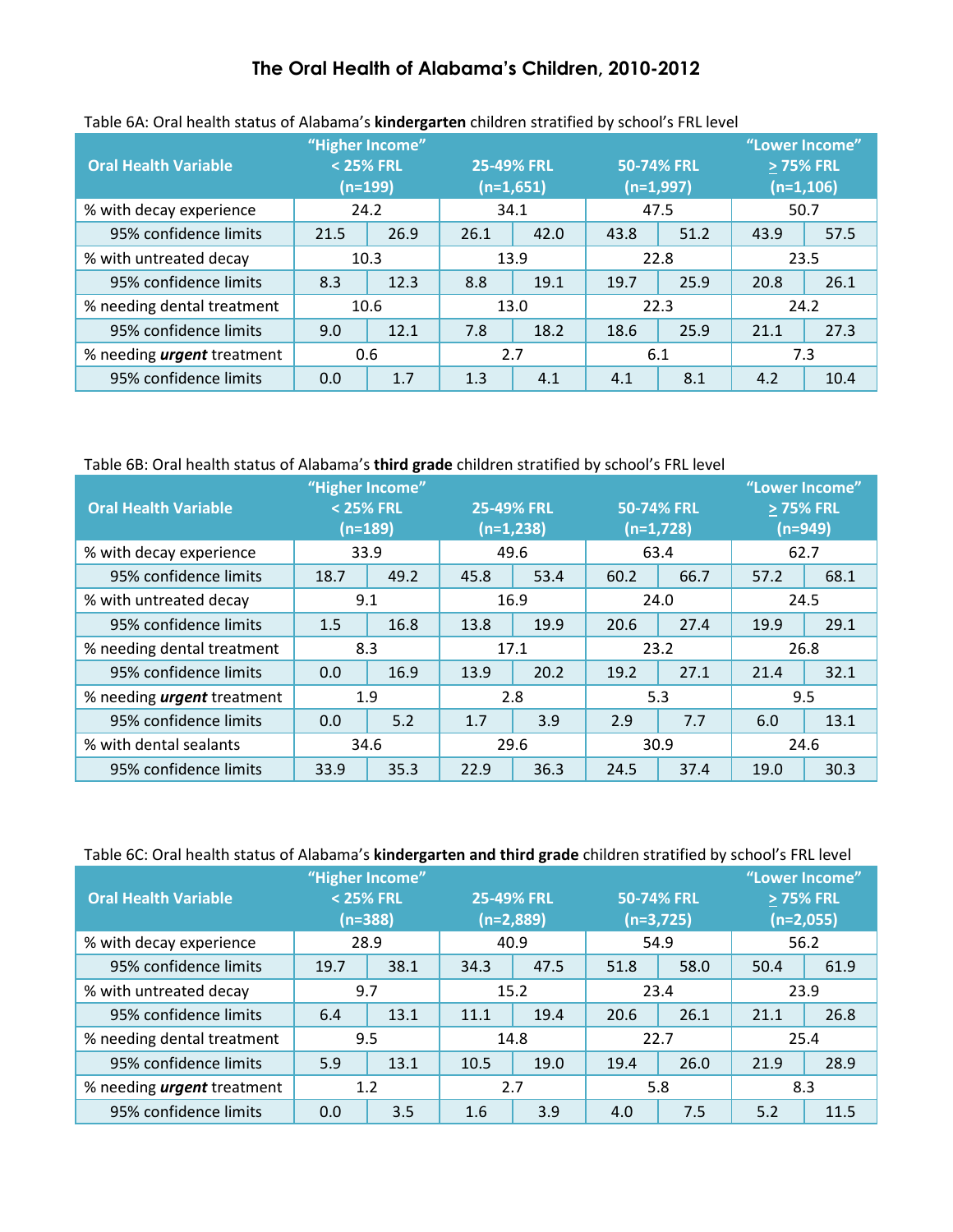# The Oral Health of Alabama's Children, 2010-2012

Table 6A: Oral health status of Alabama's **kindergarten** children stratified by school's FRL level

| Oral Health Variable | "Higher Income" < 25% FRL (n=199) | | 25-49% FRL (n=1,651) | | 50-74% FRL (n=1,997) | | "Lower Income" ≥ 75% FRL (n=1,106) | |
|---|---|---|---|---|---|---|---|---|
| % with decay experience | 24.2 | | 34.1 | | 47.5 | | 50.7 | |
| 95% confidence limits | 21.5 | 26.9 | 26.1 | 42.0 | 43.8 | 51.2 | 43.9 | 57.5 |
| % with untreated decay | 10.3 | | 13.9 | | 22.8 | | 23.5 | |
| 95% confidence limits | 8.3 | 12.3 | 8.8 | 19.1 | 19.7 | 25.9 | 20.8 | 26.1 |
| % needing dental treatment | 10.6 | | 13.0 | | 22.3 | | 24.2 | |
| 95% confidence limits | 9.0 | 12.1 | 7.8 | 18.2 | 18.6 | 25.9 | 21.1 | 27.3 |
| % needing ***urgent*** treatment | 0.6 | | 2.7 | | 6.1 | | 7.3 | |
| 95% confidence limits | 0.0 | 1.7 | 1.3 | 4.1 | 4.1 | 8.1 | 4.2 | 10.4 |

Table 6B: Oral health status of Alabama's **third grade** children stratified by school's FRL level

| Oral Health Variable | "Higher Income" < 25% FRL (n=189) | | 25-49% FRL (n=1,238) | | 50-74% FRL (n=1,728) | | "Lower Income" ≥ 75% FRL (n=949) | |
|---|---|---|---|---|---|---|---|---|
| % with decay experience | 33.9 | | 49.6 | | 63.4 | | 62.7 | |
| 95% confidence limits | 18.7 | 49.2 | 45.8 | 53.4 | 60.2 | 66.7 | 57.2 | 68.1 |
| % with untreated decay | 9.1 | | 16.9 | | 24.0 | | 24.5 | |
| 95% confidence limits | 1.5 | 16.8 | 13.8 | 19.9 | 20.6 | 27.4 | 19.9 | 29.1 |
| % needing dental treatment | 8.3 | | 17.1 | | 23.2 | | 26.8 | |
| 95% confidence limits | 0.0 | 16.9 | 13.9 | 20.2 | 19.2 | 27.1 | 21.4 | 32.1 |
| % needing ***urgent*** treatment | 1.9 | | 2.8 | | 5.3 | | 9.5 | |
| 95% confidence limits | 0.0 | 5.2 | 1.7 | 3.9 | 2.9 | 7.7 | 6.0 | 13.1 |
| % with dental sealants | 34.6 | | 29.6 | | 30.9 | | 24.6 | |
| 95% confidence limits | 33.9 | 35.3 | 22.9 | 36.3 | 24.5 | 37.4 | 19.0 | 30.3 |

Table 6C: Oral health status of Alabama's **kindergarten and third grade** children stratified by school's FRL level

| Oral Health Variable | "Higher Income" < 25% FRL (n=388) | | 25-49% FRL (n=2,889) | | 50-74% FRL (n=3,725) | | "Lower Income" ≥ 75% FRL (n=2,055) | |
|---|---|---|---|---|---|---|---|---|
| % with decay experience | 28.9 | | 40.9 | | 54.9 | | 56.2 | |
| 95% confidence limits | 19.7 | 38.1 | 34.3 | 47.5 | 51.8 | 58.0 | 50.4 | 61.9 |
| % with untreated decay | 9.7 | | 15.2 | | 23.4 | | 23.9 | |
| 95% confidence limits | 6.4 | 13.1 | 11.1 | 19.4 | 20.6 | 26.1 | 21.1 | 26.8 |
| % needing dental treatment | 9.5 | | 14.8 | | 22.7 | | 25.4 | |
| 95% confidence limits | 5.9 | 13.1 | 10.5 | 19.0 | 19.4 | 26.0 | 21.9 | 28.9 |
| % needing ***urgent*** treatment | 1.2 | | 2.7 | | 5.8 | | 8.3 | |
| 95% confidence limits | 0.0 | 3.5 | 1.6 | 3.9 | 4.0 | 7.5 | 5.2 | 11.5 |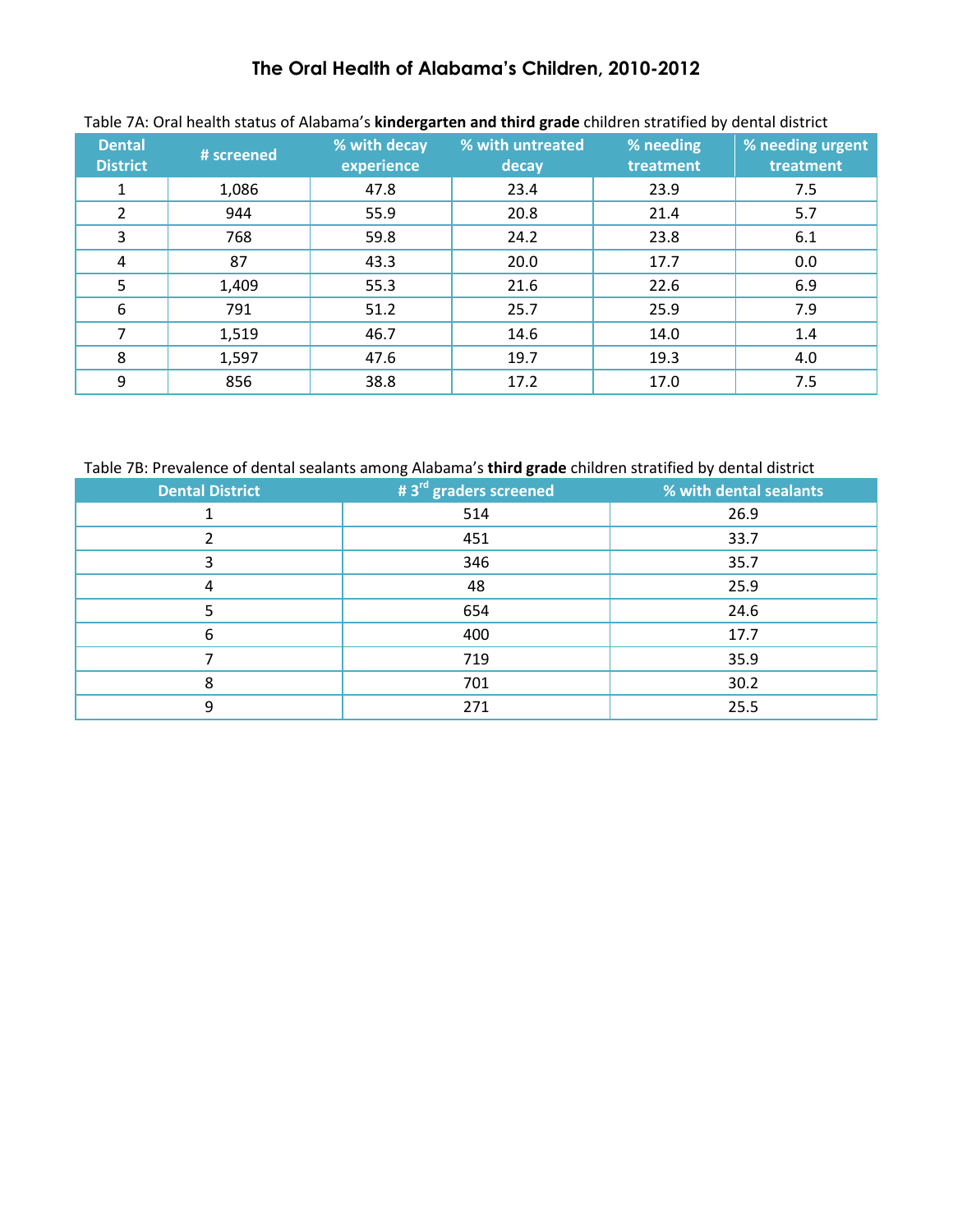# The Oral Health of Alabama's Children, 2010-2012

Table 7A: Oral health status of Alabama's **kindergarten and third grade** children stratified by dental district

| Dental District | # screened | % with decay experience | % with untreated decay | % needing treatment | % needing urgent treatment |
|---|---|---|---|---|---|
| 1 | 1,086 | 47.8 | 23.4 | 23.9 | 7.5 |
| 2 | 944 | 55.9 | 20.8 | 21.4 | 5.7 |
| 3 | 768 | 59.8 | 24.2 | 23.8 | 6.1 |
| 4 | 87 | 43.3 | 20.0 | 17.7 | 0.0 |
| 5 | 1,409 | 55.3 | 21.6 | 22.6 | 6.9 |
| 6 | 791 | 51.2 | 25.7 | 25.9 | 7.9 |
| 7 | 1,519 | 46.7 | 14.6 | 14.0 | 1.4 |
| 8 | 1,597 | 47.6 | 19.7 | 19.3 | 4.0 |
| 9 | 856 | 38.8 | 17.2 | 17.0 | 7.5 |

Table 7B: Prevalence of dental sealants among Alabama's **third grade** children stratified by dental district

| Dental District | # 3rd graders screened | % with dental sealants |
|---|---|---|
| 1 | 514 | 26.9 |
| 2 | 451 | 33.7 |
| 3 | 346 | 35.7 |
| 4 | 48 | 25.9 |
| 5 | 654 | 24.6 |
| 6 | 400 | 17.7 |
| 7 | 719 | 35.9 |
| 8 | 701 | 30.2 |
| 9 | 271 | 25.5 |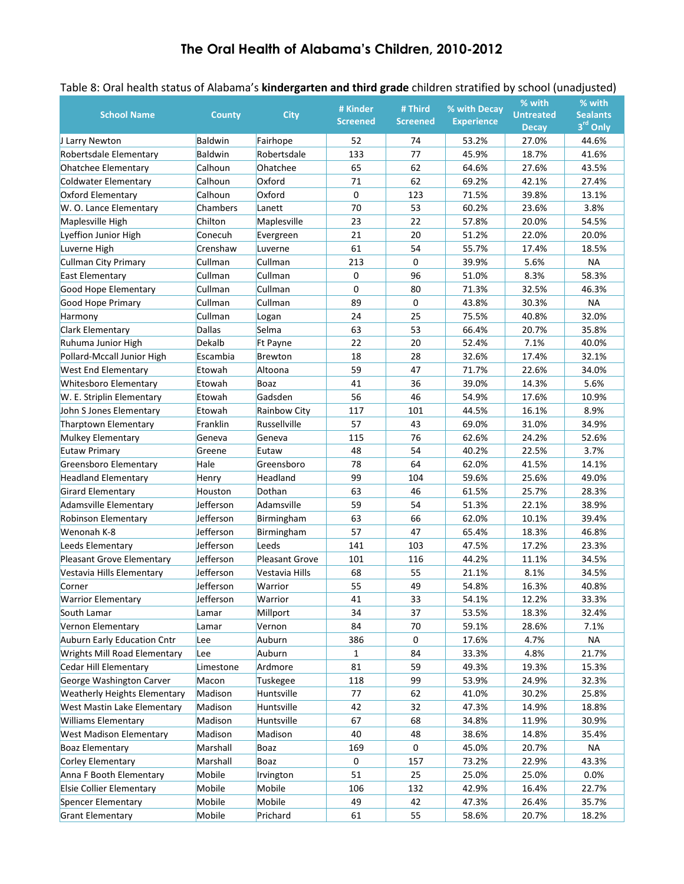# The Oral Health of Alabama's Children, 2010-2012

Table 8: Oral health status of Alabama's **kindergarten and third grade** children stratified by school (unadjusted)

| School Name | County | City | # Kinder Screened | # Third Screened | % with Decay Experience | % with Untreated Decay | % with Sealants 3rd Only |
|---|---|---|---|---|---|---|---|
| J Larry Newton | Baldwin | Fairhope | 52 | 74 | 53.2% | 27.0% | 44.6% |
| Robertsdale Elementary | Baldwin | Robertsdale | 133 | 77 | 45.9% | 18.7% | 41.6% |
| Ohatchee Elementary | Calhoun | Ohatchee | 65 | 62 | 64.6% | 27.6% | 43.5% |
| Coldwater Elementary | Calhoun | Oxford | 71 | 62 | 69.2% | 42.1% | 27.4% |
| Oxford Elementary | Calhoun | Oxford | 0 | 123 | 71.5% | 39.8% | 13.1% |
| W. O. Lance Elementary | Chambers | Lanett | 70 | 53 | 60.2% | 23.6% | 3.8% |
| Maplesville High | Chilton | Maplesville | 23 | 22 | 57.8% | 20.0% | 54.5% |
| Lyeffion Junior High | Conecuh | Evergreen | 21 | 20 | 51.2% | 22.0% | 20.0% |
| Luverne High | Crenshaw | Luverne | 61 | 54 | 55.7% | 17.4% | 18.5% |
| Cullman City Primary | Cullman | Cullman | 213 | 0 | 39.9% | 5.6% | NA |
| East Elementary | Cullman | Cullman | 0 | 96 | 51.0% | 8.3% | 58.3% |
| Good Hope Elementary | Cullman | Cullman | 0 | 80 | 71.3% | 32.5% | 46.3% |
| Good Hope Primary | Cullman | Cullman | 89 | 0 | 43.8% | 30.3% | NA |
| Harmony | Cullman | Logan | 24 | 25 | 75.5% | 40.8% | 32.0% |
| Clark Elementary | Dallas | Selma | 63 | 53 | 66.4% | 20.7% | 35.8% |
| Ruhuma Junior High | Dekalb | Ft Payne | 22 | 20 | 52.4% | 7.1% | 40.0% |
| Pollard-Mccall Junior High | Escambia | Brewton | 18 | 28 | 32.6% | 17.4% | 32.1% |
| West End Elementary | Etowah | Altoona | 59 | 47 | 71.7% | 22.6% | 34.0% |
| Whitesboro Elementary | Etowah | Boaz | 41 | 36 | 39.0% | 14.3% | 5.6% |
| W. E. Striplin Elementary | Etowah | Gadsden | 56 | 46 | 54.9% | 17.6% | 10.9% |
| John S Jones Elementary | Etowah | Rainbow City | 117 | 101 | 44.5% | 16.1% | 8.9% |
| Tharptown Elementary | Franklin | Russellville | 57 | 43 | 69.0% | 31.0% | 34.9% |
| Mulkey Elementary | Geneva | Geneva | 115 | 76 | 62.6% | 24.2% | 52.6% |
| Eutaw Primary | Greene | Eutaw | 48 | 54 | 40.2% | 22.5% | 3.7% |
| Greensboro Elementary | Hale | Greensboro | 78 | 64 | 62.0% | 41.5% | 14.1% |
| Headland Elementary | Henry | Headland | 99 | 104 | 59.6% | 25.6% | 49.0% |
| Girard Elementary | Houston | Dothan | 63 | 46 | 61.5% | 25.7% | 28.3% |
| Adamsville Elementary | Jefferson | Adamsville | 59 | 54 | 51.3% | 22.1% | 38.9% |
| Robinson Elementary | Jefferson | Birmingham | 63 | 66 | 62.0% | 10.1% | 39.4% |
| Wenonah K-8 | Jefferson | Birmingham | 57 | 47 | 65.4% | 18.3% | 46.8% |
| Leeds Elementary | Jefferson | Leeds | 141 | 103 | 47.5% | 17.2% | 23.3% |
| Pleasant Grove Elementary | Jefferson | Pleasant Grove | 101 | 116 | 44.2% | 11.1% | 34.5% |
| Vestavia Hills Elementary | Jefferson | Vestavia Hills | 68 | 55 | 21.1% | 8.1% | 34.5% |
| Corner | Jefferson | Warrior | 55 | 49 | 54.8% | 16.3% | 40.8% |
| Warrior Elementary | Jefferson | Warrior | 41 | 33 | 54.1% | 12.2% | 33.3% |
| South Lamar | Lamar | Millport | 34 | 37 | 53.5% | 18.3% | 32.4% |
| Vernon Elementary | Lamar | Vernon | 84 | 70 | 59.1% | 28.6% | 7.1% |
| Auburn Early Education Cntr | Lee | Auburn | 386 | 0 | 17.6% | 4.7% | NA |
| Wrights Mill Road Elementary | Lee | Auburn | 1 | 84 | 33.3% | 4.8% | 21.7% |
| Cedar Hill Elementary | Limestone | Ardmore | 81 | 59 | 49.3% | 19.3% | 15.3% |
| George Washington Carver | Macon | Tuskegee | 118 | 99 | 53.9% | 24.9% | 32.3% |
| Weatherly Heights Elementary | Madison | Huntsville | 77 | 62 | 41.0% | 30.2% | 25.8% |
| West Mastin Lake Elementary | Madison | Huntsville | 42 | 32 | 47.3% | 14.9% | 18.8% |
| Williams Elementary | Madison | Huntsville | 67 | 68 | 34.8% | 11.9% | 30.9% |
| West Madison Elementary | Madison | Madison | 40 | 48 | 38.6% | 14.8% | 35.4% |
| Boaz Elementary | Marshall | Boaz | 169 | 0 | 45.0% | 20.7% | NA |
| Corley Elementary | Marshall | Boaz | 0 | 157 | 73.2% | 22.9% | 43.3% |
| Anna F Booth Elementary | Mobile | Irvington | 51 | 25 | 25.0% | 25.0% | 0.0% |
| Elsie Collier Elementary | Mobile | Mobile | 106 | 132 | 42.9% | 16.4% | 22.7% |
| Spencer Elementary | Mobile | Mobile | 49 | 42 | 47.3% | 26.4% | 35.7% |
| Grant Elementary | Mobile | Prichard | 61 | 55 | 58.6% | 20.7% | 18.2% |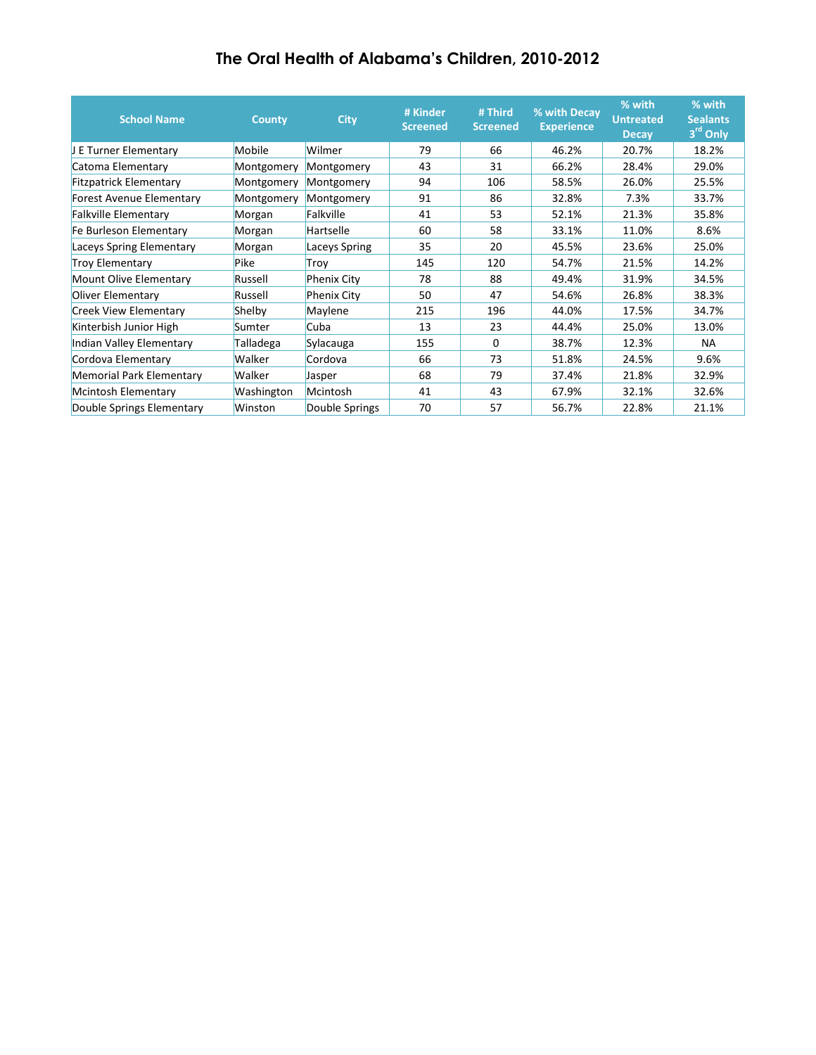# The Oral Health of Alabama's Children, 2010-2012

| School Name | County | City | # Kinder Screened | # Third Screened | % with Decay Experience | % with Untreated Decay | % with Sealants 3rd Only |
|---|---|---|---|---|---|---|---|
| J E Turner Elementary | Mobile | Wilmer | 79 | 66 | 46.2% | 20.7% | 18.2% |
| Catoma Elementary | Montgomery | Montgomery | 43 | 31 | 66.2% | 28.4% | 29.0% |
| Fitzpatrick Elementary | Montgomery | Montgomery | 94 | 106 | 58.5% | 26.0% | 25.5% |
| Forest Avenue Elementary | Montgomery | Montgomery | 91 | 86 | 32.8% | 7.3% | 33.7% |
| Falkville Elementary | Morgan | Falkville | 41 | 53 | 52.1% | 21.3% | 35.8% |
| Fe Burleson Elementary | Morgan | Hartselle | 60 | 58 | 33.1% | 11.0% | 8.6% |
| Laceys Spring Elementary | Morgan | Laceys Spring | 35 | 20 | 45.5% | 23.6% | 25.0% |
| Troy Elementary | Pike | Troy | 145 | 120 | 54.7% | 21.5% | 14.2% |
| Mount Olive Elementary | Russell | Phenix City | 78 | 88 | 49.4% | 31.9% | 34.5% |
| Oliver Elementary | Russell | Phenix City | 50 | 47 | 54.6% | 26.8% | 38.3% |
| Creek View Elementary | Shelby | Maylene | 215 | 196 | 44.0% | 17.5% | 34.7% |
| Kinterbish Junior High | Sumter | Cuba | 13 | 23 | 44.4% | 25.0% | 13.0% |
| Indian Valley Elementary | Talladega | Sylacauga | 155 | 0 | 38.7% | 12.3% | NA |
| Cordova Elementary | Walker | Cordova | 66 | 73 | 51.8% | 24.5% | 9.6% |
| Memorial Park Elementary | Walker | Jasper | 68 | 79 | 37.4% | 21.8% | 32.9% |
| Mcintosh Elementary | Washington | Mcintosh | 41 | 43 | 67.9% | 32.1% | 32.6% |
| Double Springs Elementary | Winston | Double Springs | 70 | 57 | 56.7% | 22.8% | 21.1% |